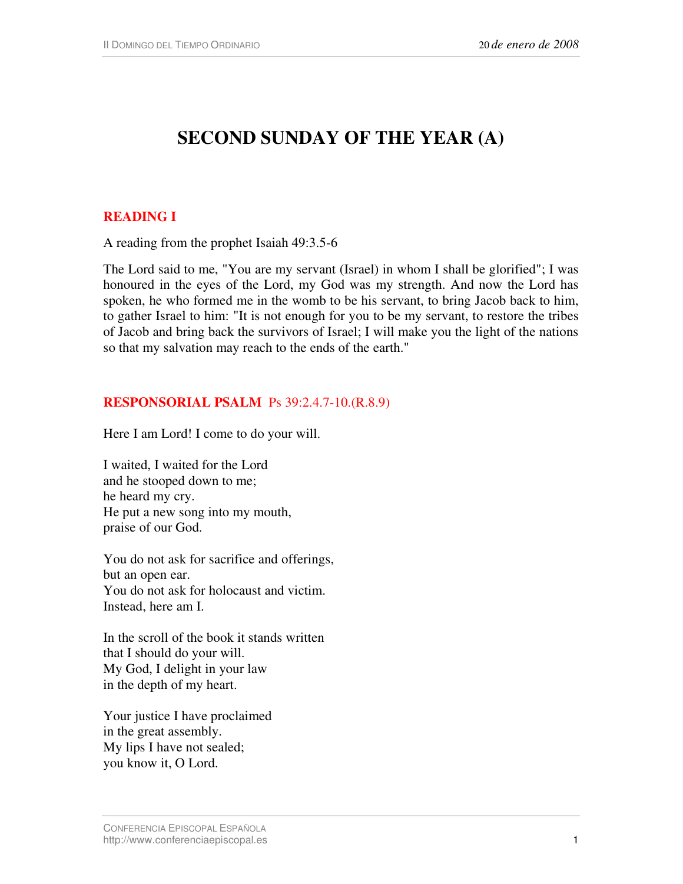# SECOND SUNDAY OF THE YEAR (A)

## READING I

A reading from the prophet Isaiah 49:3.5-6

The Lord said to me, "You are my servant (Israel) in whom I shall be glorified"; I was honoured in the eyes of the Lord, my God was my strength. And now the Lord has spoken, he who formed me in the womb to be his servant, to bring Jacob back to him, to gather Israel to him: "It is not enough for you to be my servant, to restore the tribes of Jacob and bring back the survivors of Israel; I will make you the light of the nations so that my salvation may reach to the ends of the earth."

## RESPONSORIAL PSALM Ps 39:2.4.7-10.(R.8.9)

Here I am Lord! I come to do your will.

I waited, I waited for the Lord  
and he stooped down to me;  
he heard my cry.  
He put a new song into my mouth,  
praise of our God.

You do not ask for sacrifice and offerings,  
but an open ear.  
You do not ask for holocaust and victim.  
Instead, here am I.

In the scroll of the book it stands written  
that I should do your will.  
My God, I delight in your law  
in the depth of my heart.

Your justice I have proclaimed  
in the great assembly.  
My lips I have not sealed;  
you know it, O Lord.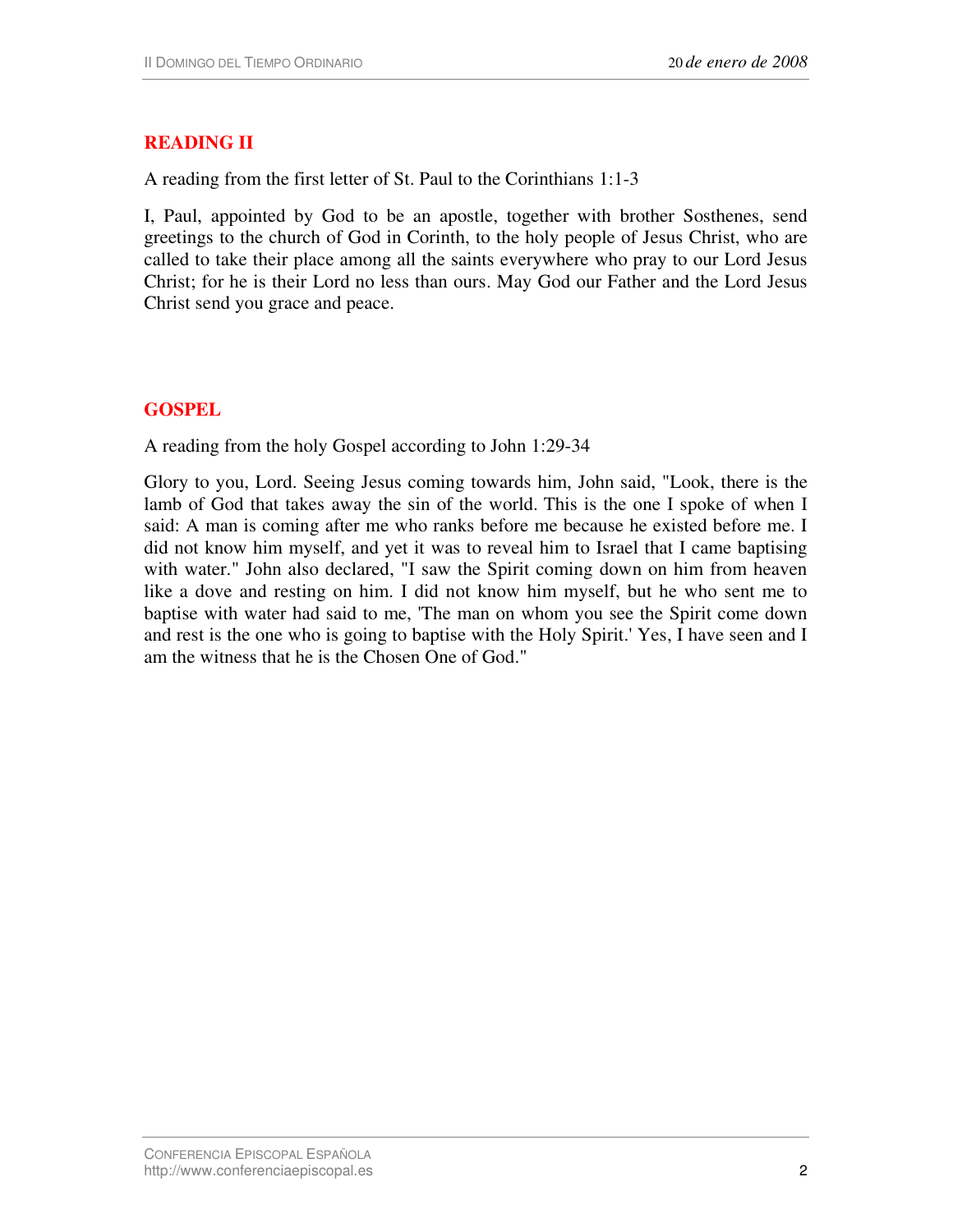## READING II

A reading from the first letter of St. Paul to the Corinthians 1:1-3

I, Paul, appointed by God to be an apostle, together with brother Sosthenes, send greetings to the church of God in Corinth, to the holy people of Jesus Christ, who are called to take their place among all the saints everywhere who pray to our Lord Jesus Christ; for he is their Lord no less than ours. May God our Father and the Lord Jesus Christ send you grace and peace.

## GOSPEL

A reading from the holy Gospel according to John 1:29-34

Glory to you, Lord. Seeing Jesus coming towards him, John said, "Look, there is the lamb of God that takes away the sin of the world. This is the one I spoke of when I said: A man is coming after me who ranks before me because he existed before me. I did not know him myself, and yet it was to reveal him to Israel that I came baptising with water." John also declared, "I saw the Spirit coming down on him from heaven like a dove and resting on him. I did not know him myself, but he who sent me to baptise with water had said to me, 'The man on whom you see the Spirit come down and rest is the one who is going to baptise with the Holy Spirit.' Yes, I have seen and I am the witness that he is the Chosen One of God."